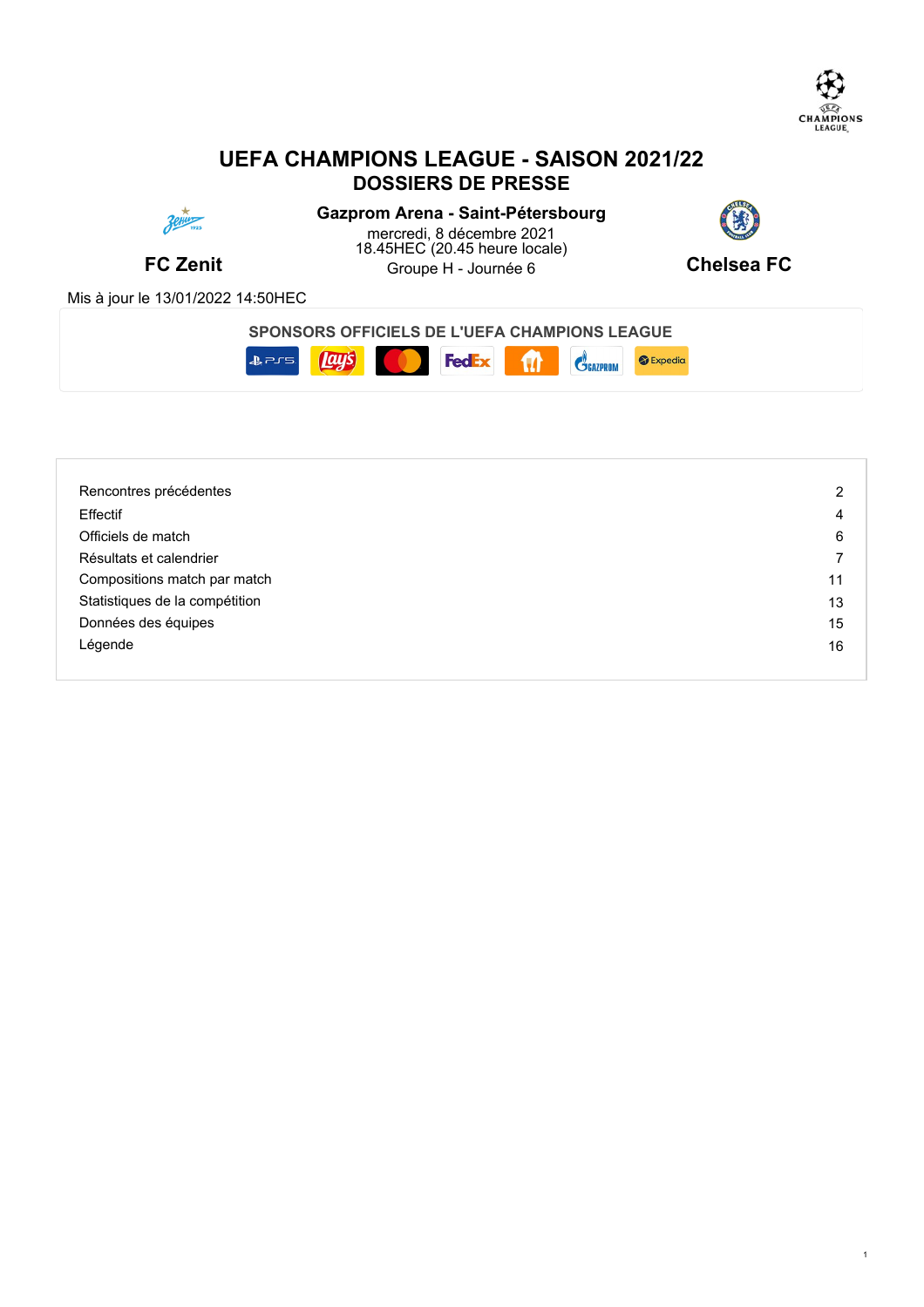# UEFA CHAMPIONS LEAGUE - SAISON 2021/22

## DOSSIERS DE PRESSE

**Gazprom Arena - Saint-Pétersbourg**

mercredi, 8 décembre 2021
18.45HEC (20.45 heure locale)
Groupe H - Journée 6

**FC Zenit** — **Chelsea FC**

Mis à jour le 13/01/2022 14:50HEC

**SPONSORS OFFICIELS DE L'UEFA CHAMPIONS LEAGUE**

| | |
|---|---|
| Rencontres précédentes | 2 |
| Effectif | 4 |
| Officiels de match | 6 |
| Résultats et calendrier | 7 |
| Compositions match par match | 11 |
| Statistiques de la compétition | 13 |
| Données des équipes | 15 |
| Légende | 16 |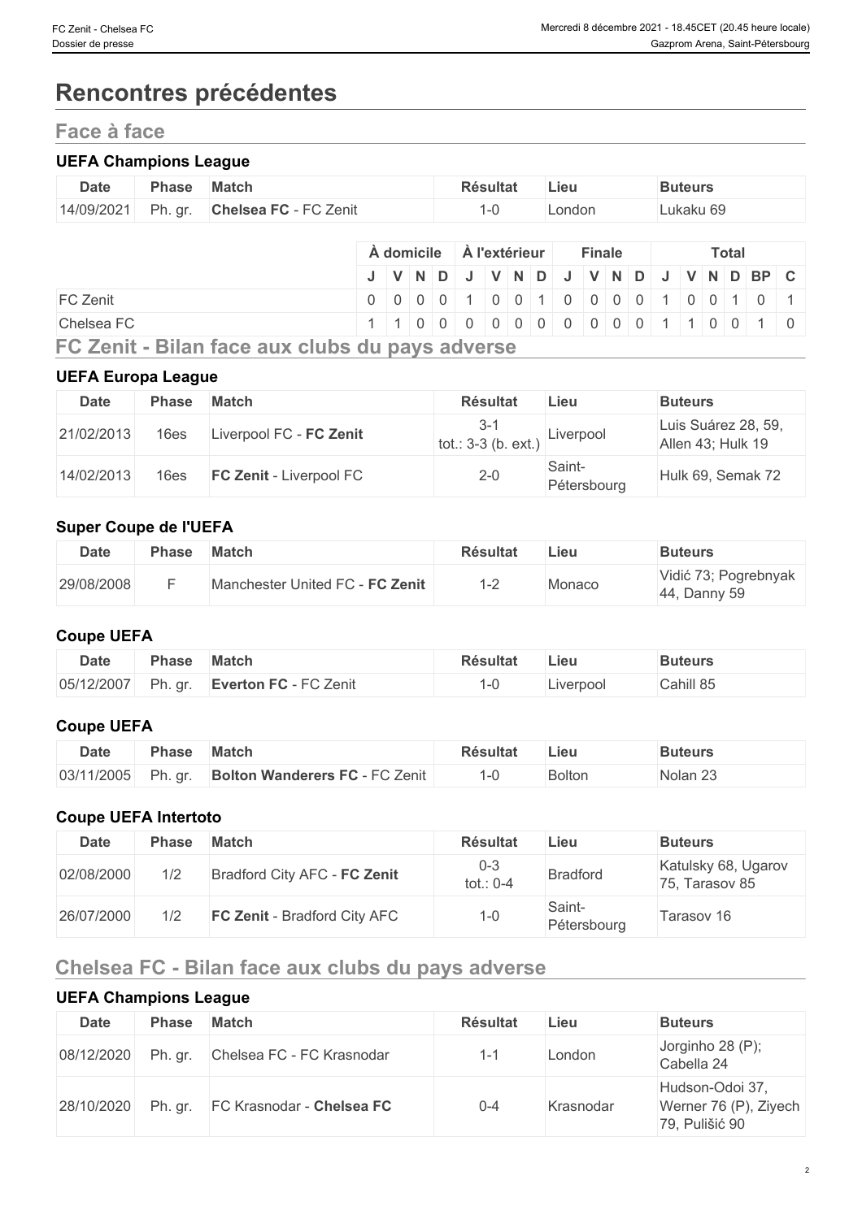# Rencontres précédentes

## Face à face

### UEFA Champions League

| Date | Phase | Match | Résultat | Lieu | Buteurs |
|---|---|---|---|---|---|
| 14/09/2021 | Ph. gr. | **Chelsea FC** - FC Zenit | 1-0 | London | Lukaku 69 |

| | À domicile | | | | À l'extérieur | | | | Finale | | | | Total | | | | | |
|---|---|---|---|---|---|---|---|---|---|---|---|---|---|---|---|---|---|---|
| | J | V | N | D | J | V | N | D | J | V | N | D | J | V | N | D | BP | C |
| FC Zenit | 0 | 0 | 0 | 0 | 1 | 0 | 0 | 1 | 0 | 0 | 0 | 0 | 1 | 0 | 0 | 1 | 0 | 1 |
| Chelsea FC | 1 | 1 | 0 | 0 | 0 | 0 | 0 | 0 | 0 | 0 | 0 | 0 | 1 | 1 | 0 | 0 | 1 | 0 |

## FC Zenit - Bilan face aux clubs du pays adverse

### UEFA Europa League

| Date | Phase | Match | Résultat | Lieu | Buteurs |
|---|---|---|---|---|---|
| 21/02/2013 | 16es | Liverpool FC - **FC Zenit** | 3-1 tot.: 3-3 (b. ext.) | Liverpool | Luis Suárez 28, 59, Allen 43; Hulk 19 |
| 14/02/2013 | 16es | **FC Zenit** - Liverpool FC | 2-0 | Saint-Pétersbourg | Hulk 69, Semak 72 |

### Super Coupe de l'UEFA

| Date | Phase | Match | Résultat | Lieu | Buteurs |
|---|---|---|---|---|---|
| 29/08/2008 | F | Manchester United FC - **FC Zenit** | 1-2 | Monaco | Vidić 73; Pogrebnyak 44, Danny 59 |

### Coupe UEFA

| Date | Phase | Match | Résultat | Lieu | Buteurs |
|---|---|---|---|---|---|
| 05/12/2007 | Ph. gr. | **Everton FC** - FC Zenit | 1-0 | Liverpool | Cahill 85 |

### Coupe UEFA

| Date | Phase | Match | Résultat | Lieu | Buteurs |
|---|---|---|---|---|---|
| 03/11/2005 | Ph. gr. | **Bolton Wanderers FC** - FC Zenit | 1-0 | Bolton | Nolan 23 |

### Coupe UEFA Intertoto

| Date | Phase | Match | Résultat | Lieu | Buteurs |
|---|---|---|---|---|---|
| 02/08/2000 | 1/2 | Bradford City AFC - **FC Zenit** | 0-3 tot.: 0-4 | Bradford | Katulsky 68, Ugarov 75, Tarasov 85 |
| 26/07/2000 | 1/2 | **FC Zenit** - Bradford City AFC | 1-0 | Saint-Pétersbourg | Tarasov 16 |

## Chelsea FC - Bilan face aux clubs du pays adverse

### UEFA Champions League

| Date | Phase | Match | Résultat | Lieu | Buteurs |
|---|---|---|---|---|---|
| 08/12/2020 | Ph. gr. | Chelsea FC - FC Krasnodar | 1-1 | London | Jorginho 28 (P); Cabella 24 |
| 28/10/2020 | Ph. gr. | FC Krasnodar - **Chelsea FC** | 0-4 | Krasnodar | Hudson-Odoi 37, Werner 76 (P), Ziyech 79, Pulišić 90 |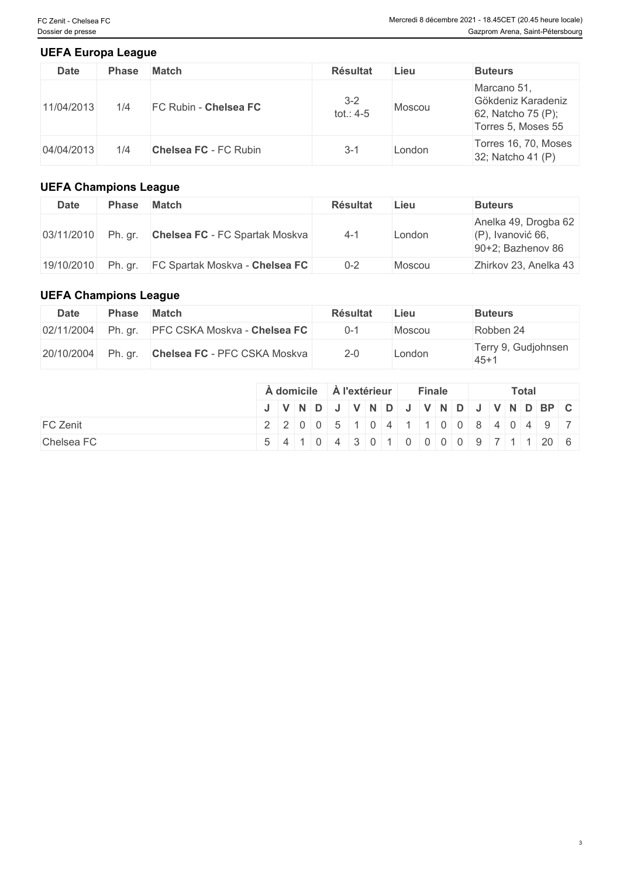### UEFA Europa League

| Date | Phase | Match | Résultat | Lieu | Buteurs |
|---|---|---|---|---|---|
| 11/04/2013 | 1/4 | FC Rubin - **Chelsea FC** | 3-2 tot.: 4-5 | Moscou | Marcano 51, Gökdeniz Karadeniz 62, Natcho 75 (P); Torres 5, Moses 55 |
| 04/04/2013 | 1/4 | **Chelsea FC** - FC Rubin | 3-1 | London | Torres 16, 70, Moses 32; Natcho 41 (P) |

### UEFA Champions League

| Date | Phase | Match | Résultat | Lieu | Buteurs |
|---|---|---|---|---|---|
| 03/11/2010 | Ph. gr. | **Chelsea FC** - FC Spartak Moskva | 4-1 | London | Anelka 49, Drogba 62 (P), Ivanović 66, 90+2; Bazhenov 86 |
| 19/10/2010 | Ph. gr. | FC Spartak Moskva - **Chelsea FC** | 0-2 | Moscou | Zhirkov 23, Anelka 43 |

### UEFA Champions League

| Date | Phase | Match | Résultat | Lieu | Buteurs |
|---|---|---|---|---|---|
| 02/11/2004 | Ph. gr. | PFC CSKA Moskva - **Chelsea FC** | 0-1 | Moscou | Robben 24 |
| 20/10/2004 | Ph. gr. | **Chelsea FC** - PFC CSKA Moskva | 2-0 | London | Terry 9, Gudjohnsen 45+1 |

| | À domicile | | | | À l'extérieur | | | | Finale | | | | Total | | | | | |
|---|---|---|---|---|---|---|---|---|---|---|---|---|---|---|---|---|---|---|
| | J | V | N | D | J | V | N | D | J | V | N | D | J | V | N | D | BP | C |
| FC Zenit | 2 | 2 | 0 | 0 | 5 | 1 | 0 | 4 | 1 | 1 | 0 | 0 | 8 | 4 | 0 | 4 | 9 | 7 |
| Chelsea FC | 5 | 4 | 1 | 0 | 4 | 3 | 0 | 1 | 0 | 0 | 0 | 0 | 9 | 7 | 1 | 1 | 20 | 6 |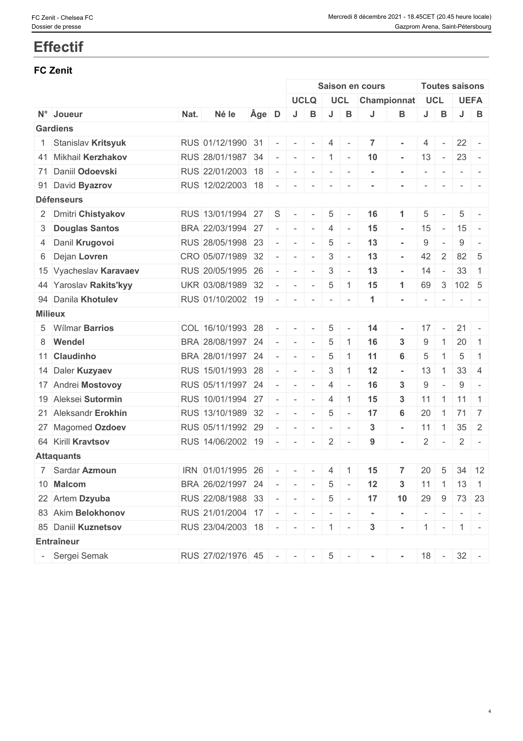# Effectif

## FC Zenit

| | | | | | | Saison en cours | | | | | | Toutes saisons | | | |
|---|---|---|---|---|---|---|---|---|---|---|---|---|---|---|---|
| | | | | | | UCLQ | | UCL | | Championnat | | UCL | | UEFA | |
| N° | Joueur | Nat. | Né le | Âge | D | J | B | J | B | J | B | J | B | J | B |
| **Gardiens** | | | | | | | | | | | | | | | |
| 1 | Stanislav **Kritsyuk** | RUS | 01/12/1990 | 31 | - | - | - | 4 | - | 7 | - | 4 | - | 22 | - |
| 41 | Mikhail **Kerzhakov** | RUS | 28/01/1987 | 34 | - | - | - | 1 | - | 10 | - | 13 | - | 23 | - |
| 71 | Daniil **Odoevski** | RUS | 22/01/2003 | 18 | - | - | - | - | - | - | - | - | - | - | - |
| 91 | David **Byazrov** | RUS | 12/02/2003 | 18 | - | - | - | - | - | - | - | - | - | - | - |
| **Défenseurs** | | | | | | | | | | | | | | | |
| 2 | Dmitri **Chistyakov** | RUS | 13/01/1994 | 27 | S | - | - | 5 | - | 16 | 1 | 5 | - | 5 | - |
| 3 | **Douglas Santos** | BRA | 22/03/1994 | 27 | - | - | - | 4 | - | 15 | - | 15 | - | 15 | - |
| 4 | Danil **Krugovoi** | RUS | 28/05/1998 | 23 | - | - | - | 5 | - | 13 | - | 9 | - | 9 | - |
| 6 | Dejan **Lovren** | CRO | 05/07/1989 | 32 | - | - | - | 3 | - | 13 | - | 42 | 2 | 82 | 5 |
| 15 | Vyacheslav **Karavaev** | RUS | 20/05/1995 | 26 | - | - | - | 3 | - | 13 | - | 14 | - | 33 | 1 |
| 44 | Yaroslav **Rakits'kyy** | UKR | 03/08/1989 | 32 | - | - | - | 5 | 1 | 15 | 1 | 69 | 3 | 102 | 5 |
| 94 | Danila **Khotulev** | RUS | 01/10/2002 | 19 | - | - | - | - | - | 1 | - | - | - | - | - |
| **Milieux** | | | | | | | | | | | | | | | |
| 5 | Wílmar **Barrios** | COL | 16/10/1993 | 28 | - | - | - | 5 | - | 14 | - | 17 | - | 21 | - |
| 8 | **Wendel** | BRA | 28/08/1997 | 24 | - | - | - | 5 | 1 | 16 | 3 | 9 | 1 | 20 | 1 |
| 11 | **Claudinho** | BRA | 28/01/1997 | 24 | - | - | - | 5 | 1 | 11 | 6 | 5 | 1 | 5 | 1 |
| 14 | Daler **Kuzyaev** | RUS | 15/01/1993 | 28 | - | - | - | 3 | 1 | 12 | - | 13 | 1 | 33 | 4 |
| 17 | Andrei **Mostovoy** | RUS | 05/11/1997 | 24 | - | - | - | 4 | - | 16 | 3 | 9 | - | 9 | - |
| 19 | Aleksei **Sutormin** | RUS | 10/01/1994 | 27 | - | - | - | 4 | 1 | 15 | 3 | 11 | 1 | 11 | 1 |
| 21 | Aleksandr **Erokhin** | RUS | 13/10/1989 | 32 | - | - | - | 5 | - | 17 | 6 | 20 | 1 | 71 | 7 |
| 27 | Magomed **Ozdoev** | RUS | 05/11/1992 | 29 | - | - | - | - | - | 3 | - | 11 | 1 | 35 | 2 |
| 64 | Kirill **Kravtsov** | RUS | 14/06/2002 | 19 | - | - | - | 2 | - | 9 | - | 2 | - | 2 | - |
| **Attaquants** | | | | | | | | | | | | | | | |
| 7 | Sardar **Azmoun** | IRN | 01/01/1995 | 26 | - | - | - | 4 | 1 | 15 | 7 | 20 | 5 | 34 | 12 |
| 10 | **Malcom** | BRA | 26/02/1997 | 24 | - | - | - | 5 | - | 12 | 3 | 11 | 1 | 13 | 1 |
| 22 | Artem **Dzyuba** | RUS | 22/08/1988 | 33 | - | - | - | 5 | - | 17 | 10 | 29 | 9 | 73 | 23 |
| 83 | Akim **Belokhonov** | RUS | 21/01/2004 | 17 | - | - | - | - | - | - | - | - | - | - | - |
| 85 | Daniil **Kuznetsov** | RUS | 23/04/2003 | 18 | - | - | - | 1 | - | 3 | - | 1 | - | 1 | - |
| **Entraîneur** | | | | | | | | | | | | | | | |
| - | Sergei Semak | RUS | 27/02/1976 | 45 | - | - | - | 5 | - | - | - | 18 | - | 32 | - |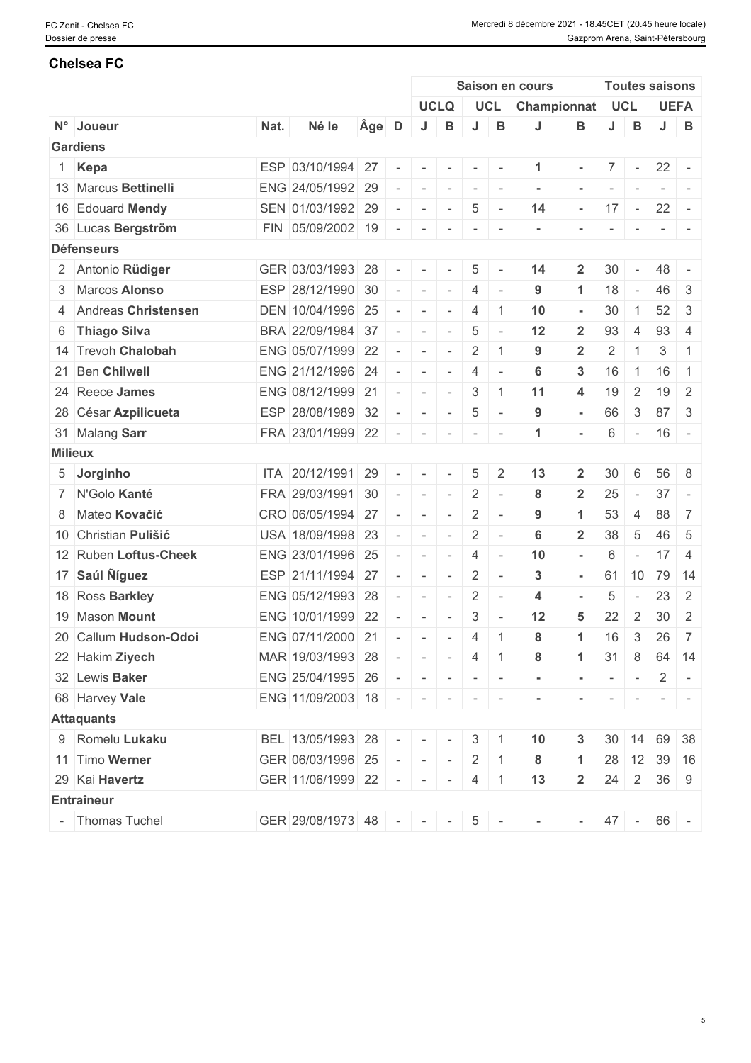## Chelsea FC

| N° | Joueur | Nat. | Né le | Âge | D | Saison en cours | | | | | | Toutes saisons | | | |
|---|---|---|---|---|---|---|---|---|---|---|---|---|---|---|---|
| | | | | | | UCLQ | | UCL | | Championnat | | UCL | | UEFA | |
| | | | | | | J | B | J | B | J | B | J | B | J | B |
| **Gardiens** | | | | | | | | | | | | | | | |
| 1 | **Kepa** | ESP | 03/10/1994 | 27 | - | - | - | - | - | 1 | - | 7 | - | 22 | - |
| 13 | Marcus **Bettinelli** | ENG | 24/05/1992 | 29 | - | - | - | - | - | - | - | - | - | - | - |
| 16 | Edouard **Mendy** | SEN | 01/03/1992 | 29 | - | - | - | 5 | - | 14 | - | 17 | - | 22 | - |
| 36 | Lucas **Bergström** | FIN | 05/09/2002 | 19 | - | - | - | - | - | - | - | - | - | - | - |
| **Défenseurs** | | | | | | | | | | | | | | | |
| 2 | Antonio **Rüdiger** | GER | 03/03/1993 | 28 | - | - | - | 5 | - | 14 | 2 | 30 | - | 48 | - |
| 3 | Marcos **Alonso** | ESP | 28/12/1990 | 30 | - | - | - | 4 | - | 9 | 1 | 18 | - | 46 | 3 |
| 4 | Andreas **Christensen** | DEN | 10/04/1996 | 25 | - | - | - | 4 | 1 | 10 | - | 30 | 1 | 52 | 3 |
| 6 | **Thiago Silva** | BRA | 22/09/1984 | 37 | - | - | - | 5 | - | 12 | 2 | 93 | 4 | 93 | 4 |
| 14 | Trevoh **Chalobah** | ENG | 05/07/1999 | 22 | - | - | - | 2 | 1 | 9 | 2 | 2 | 1 | 3 | 1 |
| 21 | Ben **Chilwell** | ENG | 21/12/1996 | 24 | - | - | - | 4 | - | 6 | 3 | 16 | 1 | 16 | 1 |
| 24 | Reece **James** | ENG | 08/12/1999 | 21 | - | - | - | 3 | 1 | 11 | 4 | 19 | 2 | 19 | 2 |
| 28 | César **Azpilicueta** | ESP | 28/08/1989 | 32 | - | - | - | 5 | - | 9 | - | 66 | 3 | 87 | 3 |
| 31 | Malang **Sarr** | FRA | 23/01/1999 | 22 | - | - | - | - | - | 1 | - | 6 | - | 16 | - |
| **Milieux** | | | | | | | | | | | | | | | |
| 5 | **Jorginho** | ITA | 20/12/1991 | 29 | - | - | - | 5 | 2 | 13 | 2 | 30 | 6 | 56 | 8 |
| 7 | N'Golo **Kanté** | FRA | 29/03/1991 | 30 | - | - | - | 2 | - | 8 | 2 | 25 | - | 37 | - |
| 8 | Mateo **Kovačić** | CRO | 06/05/1994 | 27 | - | - | - | 2 | - | 9 | 1 | 53 | 4 | 88 | 7 |
| 10 | Christian **Pulišić** | USA | 18/09/1998 | 23 | - | - | - | 2 | - | 6 | 2 | 38 | 5 | 46 | 5 |
| 12 | Ruben **Loftus-Cheek** | ENG | 23/01/1996 | 25 | - | - | - | 4 | - | 10 | - | 6 | - | 17 | 4 |
| 17 | **Saúl Ñíguez** | ESP | 21/11/1994 | 27 | - | - | - | 2 | - | 3 | - | 61 | 10 | 79 | 14 |
| 18 | Ross **Barkley** | ENG | 05/12/1993 | 28 | - | - | - | 2 | - | 4 | - | 5 | - | 23 | 2 |
| 19 | Mason **Mount** | ENG | 10/01/1999 | 22 | - | - | - | 3 | - | 12 | 5 | 22 | 2 | 30 | 2 |
| 20 | Callum **Hudson-Odoi** | ENG | 07/11/2000 | 21 | - | - | - | 4 | 1 | 8 | 1 | 16 | 3 | 26 | 7 |
| 22 | Hakim **Ziyech** | MAR | 19/03/1993 | 28 | - | - | - | 4 | 1 | 8 | 1 | 31 | 8 | 64 | 14 |
| 32 | Lewis **Baker** | ENG | 25/04/1995 | 26 | - | - | - | - | - | - | - | - | - | 2 | - |
| 68 | Harvey **Vale** | ENG | 11/09/2003 | 18 | - | - | - | - | - | - | - | - | - | - | - |
| **Attaquants** | | | | | | | | | | | | | | | |
| 9 | Romelu **Lukaku** | BEL | 13/05/1993 | 28 | - | - | - | 3 | 1 | 10 | 3 | 30 | 14 | 69 | 38 |
| 11 | Timo **Werner** | GER | 06/03/1996 | 25 | - | - | - | 2 | 1 | 8 | 1 | 28 | 12 | 39 | 16 |
| 29 | Kai **Havertz** | GER | 11/06/1999 | 22 | - | - | - | 4 | 1 | 13 | 2 | 24 | 2 | 36 | 9 |
| **Entraîneur** | | | | | | | | | | | | | | | |
| - | Thomas Tuchel | GER | 29/08/1973 | 48 | - | - | - | 5 | - | - | - | 47 | - | 66 | - |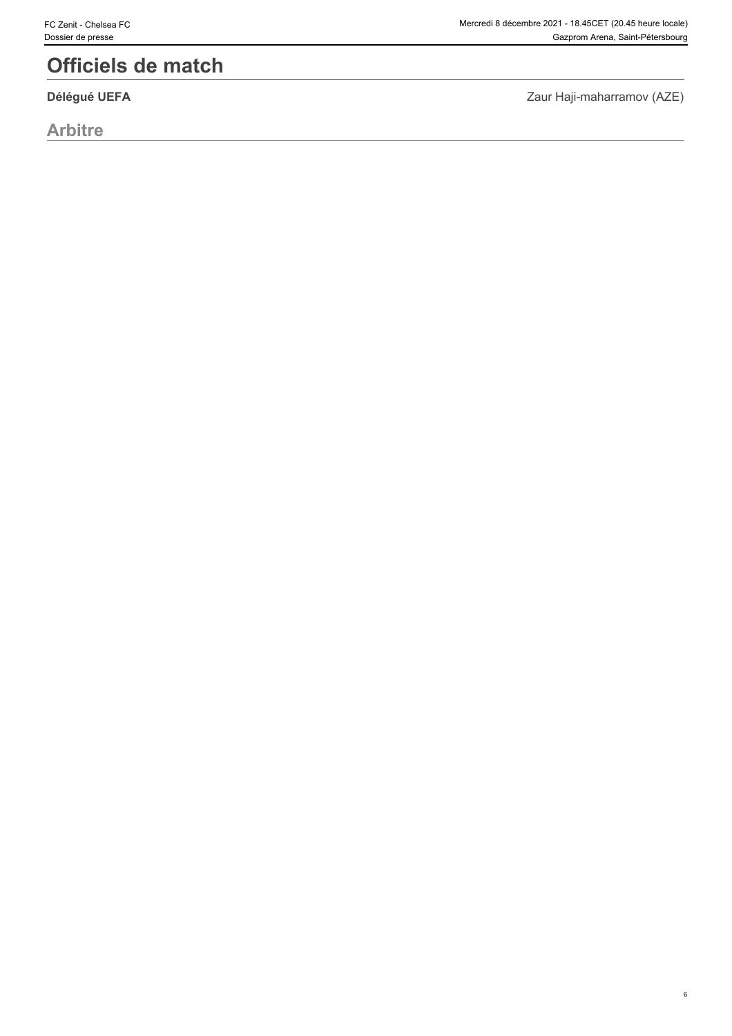# Officiels de match

**Délégué UEFA** Zaur Haji-maharramov (AZE)

## Arbitre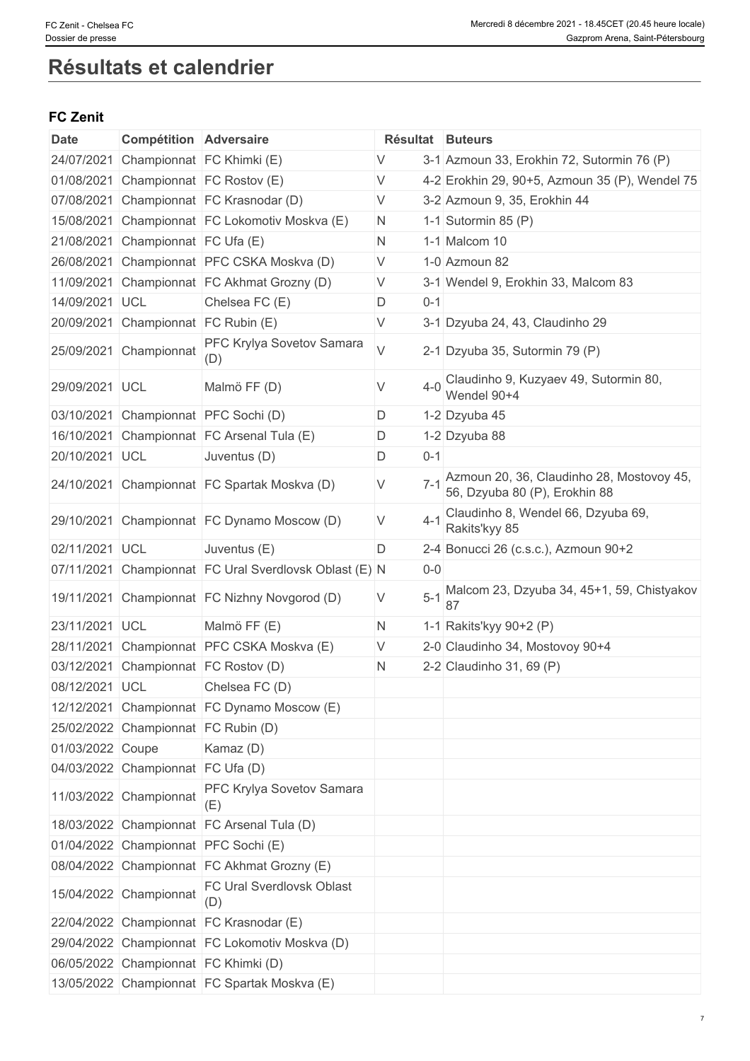# Résultats et calendrier

## FC Zenit

| Date | Compétition | Adversaire | Résultat | | Buteurs |
|---|---|---|---|---|---|
| 24/07/2021 | Championnat | FC Khimki (E) | V | 3-1 | Azmoun 33, Erokhin 72, Sutormin 76 (P) |
| 01/08/2021 | Championnat | FC Rostov (E) | V | 4-2 | Erokhin 29, 90+5, Azmoun 35 (P), Wendel 75 |
| 07/08/2021 | Championnat | FC Krasnodar (D) | V | 3-2 | Azmoun 9, 35, Erokhin 44 |
| 15/08/2021 | Championnat | FC Lokomotiv Moskva (E) | N | 1-1 | Sutormin 85 (P) |
| 21/08/2021 | Championnat | FC Ufa (E) | N | 1-1 | Malcom 10 |
| 26/08/2021 | Championnat | PFC CSKA Moskva (D) | V | 1-0 | Azmoun 82 |
| 11/09/2021 | Championnat | FC Akhmat Grozny (D) | V | 3-1 | Wendel 9, Erokhin 33, Malcom 83 |
| 14/09/2021 | UCL | Chelsea FC (E) | D | 0-1 | |
| 20/09/2021 | Championnat | FC Rubin (E) | V | 3-1 | Dzyuba 24, 43, Claudinho 29 |
| 25/09/2021 | Championnat | PFC Krylya Sovetov Samara (D) | V | 2-1 | Dzyuba 35, Sutormin 79 (P) |
| 29/09/2021 | UCL | Malmö FF (D) | V | 4-0 | Claudinho 9, Kuzyaev 49, Sutormin 80, Wendel 90+4 |
| 03/10/2021 | Championnat | PFC Sochi (D) | D | 1-2 | Dzyuba 45 |
| 16/10/2021 | Championnat | FC Arsenal Tula (E) | D | 1-2 | Dzyuba 88 |
| 20/10/2021 | UCL | Juventus (D) | D | 0-1 | |
| 24/10/2021 | Championnat | FC Spartak Moskva (D) | V | 7-1 | Azmoun 20, 36, Claudinho 28, Mostovoy 45, 56, Dzyuba 80 (P), Erokhin 88 |
| 29/10/2021 | Championnat | FC Dynamo Moscow (D) | V | 4-1 | Claudinho 8, Wendel 66, Dzyuba 69, Rakits'kyy 85 |
| 02/11/2021 | UCL | Juventus (E) | D | 2-4 | Bonucci 26 (c.s.c.), Azmoun 90+2 |
| 07/11/2021 | Championnat | FC Ural Sverdlovsk Oblast (E) | N | 0-0 | |
| 19/11/2021 | Championnat | FC Nizhny Novgorod (D) | V | 5-1 | Malcom 23, Dzyuba 34, 45+1, 59, Chistyakov 87 |
| 23/11/2021 | UCL | Malmö FF (E) | N | 1-1 | Rakits'kyy 90+2 (P) |
| 28/11/2021 | Championnat | PFC CSKA Moskva (E) | V | 2-0 | Claudinho 34, Mostovoy 90+4 |
| 03/12/2021 | Championnat | FC Rostov (D) | N | 2-2 | Claudinho 31, 69 (P) |
| 08/12/2021 | UCL | Chelsea FC (D) | | | |
| 12/12/2021 | Championnat | FC Dynamo Moscow (E) | | | |
| 25/02/2022 | Championnat | FC Rubin (D) | | | |
| 01/03/2022 | Coupe | Kamaz (D) | | | |
| 04/03/2022 | Championnat | FC Ufa (D) | | | |
| 11/03/2022 | Championnat | PFC Krylya Sovetov Samara (E) | | | |
| 18/03/2022 | Championnat | FC Arsenal Tula (D) | | | |
| 01/04/2022 | Championnat | PFC Sochi (E) | | | |
| 08/04/2022 | Championnat | FC Akhmat Grozny (E) | | | |
| 15/04/2022 | Championnat | FC Ural Sverdlovsk Oblast (D) | | | |
| 22/04/2022 | Championnat | FC Krasnodar (E) | | | |
| 29/04/2022 | Championnat | FC Lokomotiv Moskva (D) | | | |
| 06/05/2022 | Championnat | FC Khimki (D) | | | |
| 13/05/2022 | Championnat | FC Spartak Moskva (E) | | | |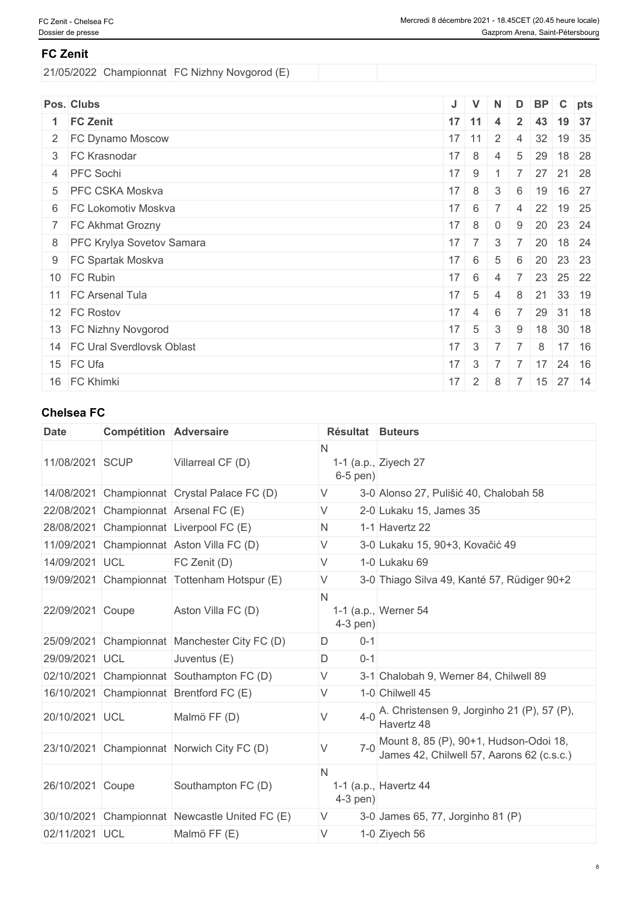## FC Zenit

| | | | | |
|---|---|---|---|---|
| 21/05/2022 | Championnat | FC Nizhny Novgorod (E) | | |

| Pos. | Clubs | J | V | N | D | BP | C | pts |
|---|---|---|---|---|---|---|---|---|
| **1** | **FC Zenit** | **17** | **11** | **4** | **2** | **43** | **19** | **37** |
| 2 | FC Dynamo Moscow | 17 | 11 | 2 | 4 | 32 | 19 | 35 |
| 3 | FC Krasnodar | 17 | 8 | 4 | 5 | 29 | 18 | 28 |
| 4 | PFC Sochi | 17 | 9 | 1 | 7 | 27 | 21 | 28 |
| 5 | PFC CSKA Moskva | 17 | 8 | 3 | 6 | 19 | 16 | 27 |
| 6 | FC Lokomotiv Moskva | 17 | 6 | 7 | 4 | 22 | 19 | 25 |
| 7 | FC Akhmat Grozny | 17 | 8 | 0 | 9 | 20 | 23 | 24 |
| 8 | PFC Krylya Sovetov Samara | 17 | 7 | 3 | 7 | 20 | 18 | 24 |
| 9 | FC Spartak Moskva | 17 | 6 | 5 | 6 | 20 | 23 | 23 |
| 10 | FC Rubin | 17 | 6 | 4 | 7 | 23 | 25 | 22 |
| 11 | FC Arsenal Tula | 17 | 5 | 4 | 8 | 21 | 33 | 19 |
| 12 | FC Rostov | 17 | 4 | 6 | 7 | 29 | 31 | 18 |
| 13 | FC Nizhny Novgorod | 17 | 5 | 3 | 9 | 18 | 30 | 18 |
| 14 | FC Ural Sverdlovsk Oblast | 17 | 3 | 7 | 7 | 8 | 17 | 16 |
| 15 | FC Ufa | 17 | 3 | 7 | 7 | 17 | 24 | 16 |
| 16 | FC Khimki | 17 | 2 | 8 | 7 | 15 | 27 | 14 |

## Chelsea FC

| Date | Compétition | Adversaire | Résultat | | Buteurs |
|---|---|---|---|---|---|
| 11/08/2021 | SCUP | Villarreal CF (D) | N | 1-1 (a.p., 6-5 pen) | Ziyech 27 |
| 14/08/2021 | Championnat | Crystal Palace FC (D) | V | 3-0 | Alonso 27, Pulišić 40, Chalobah 58 |
| 22/08/2021 | Championnat | Arsenal FC (E) | V | 2-0 | Lukaku 15, James 35 |
| 28/08/2021 | Championnat | Liverpool FC (E) | N | 1-1 | Havertz 22 |
| 11/09/2021 | Championnat | Aston Villa FC (D) | V | 3-0 | Lukaku 15, 90+3, Kovačić 49 |
| 14/09/2021 | UCL | FC Zenit (D) | V | 1-0 | Lukaku 69 |
| 19/09/2021 | Championnat | Tottenham Hotspur (E) | V | 3-0 | Thiago Silva 49, Kanté 57, Rüdiger 90+2 |
| 22/09/2021 | Coupe | Aston Villa FC (D) | N | 1-1 (a.p., 4-3 pen) | Werner 54 |
| 25/09/2021 | Championnat | Manchester City FC (D) | D | 0-1 | |
| 29/09/2021 | UCL | Juventus (E) | D | 0-1 | |
| 02/10/2021 | Championnat | Southampton FC (D) | V | 3-1 | Chalobah 9, Werner 84, Chilwell 89 |
| 16/10/2021 | Championnat | Brentford FC (E) | V | 1-0 | Chilwell 45 |
| 20/10/2021 | UCL | Malmö FF (D) | V | 4-0 | A. Christensen 9, Jorginho 21 (P), 57 (P), Havertz 48 |
| 23/10/2021 | Championnat | Norwich City FC (D) | V | 7-0 | Mount 8, 85 (P), 90+1, Hudson-Odoi 18, James 42, Chilwell 57, Aarons 62 (c.s.c.) |
| 26/10/2021 | Coupe | Southampton FC (D) | N | 1-1 (a.p., 4-3 pen) | Havertz 44 |
| 30/10/2021 | Championnat | Newcastle United FC (E) | V | 3-0 | James 65, 77, Jorginho 81 (P) |
| 02/11/2021 | UCL | Malmö FF (E) | V | 1-0 | Ziyech 56 |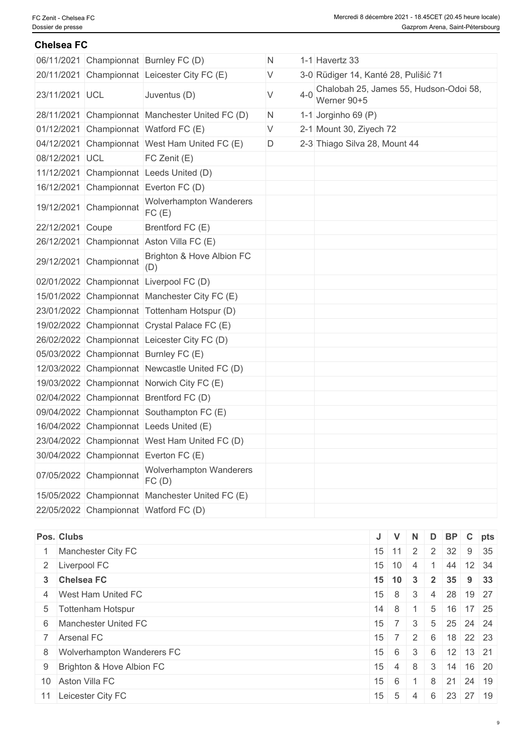## Chelsea FC

| | | | | | |
|---|---|---|---|---|---|
| 06/11/2021 | Championnat | Burnley FC (D) | N | 1-1 | Havertz 33 |
| 20/11/2021 | Championnat | Leicester City FC (E) | V | 3-0 | Rüdiger 14, Kanté 28, Pulišić 71 |
| 23/11/2021 | UCL | Juventus (D) | V | 4-0 | Chalobah 25, James 55, Hudson-Odoi 58, Werner 90+5 |
| 28/11/2021 | Championnat | Manchester United FC (D) | N | 1-1 | Jorginho 69 (P) |
| 01/12/2021 | Championnat | Watford FC (E) | V | 2-1 | Mount 30, Ziyech 72 |
| 04/12/2021 | Championnat | West Ham United FC (E) | D | 2-3 | Thiago Silva 28, Mount 44 |
| 08/12/2021 | UCL | FC Zenit (E) | | | |
| 11/12/2021 | Championnat | Leeds United (D) | | | |
| 16/12/2021 | Championnat | Everton FC (D) | | | |
| 19/12/2021 | Championnat | Wolverhampton Wanderers FC (E) | | | |
| 22/12/2021 | Coupe | Brentford FC (E) | | | |
| 26/12/2021 | Championnat | Aston Villa FC (E) | | | |
| 29/12/2021 | Championnat | Brighton & Hove Albion FC (D) | | | |
| 02/01/2022 | Championnat | Liverpool FC (D) | | | |
| 15/01/2022 | Championnat | Manchester City FC (E) | | | |
| 23/01/2022 | Championnat | Tottenham Hotspur (D) | | | |
| 19/02/2022 | Championnat | Crystal Palace FC (E) | | | |
| 26/02/2022 | Championnat | Leicester City FC (D) | | | |
| 05/03/2022 | Championnat | Burnley FC (E) | | | |
| 12/03/2022 | Championnat | Newcastle United FC (D) | | | |
| 19/03/2022 | Championnat | Norwich City FC (E) | | | |
| 02/04/2022 | Championnat | Brentford FC (D) | | | |
| 09/04/2022 | Championnat | Southampton FC (E) | | | |
| 16/04/2022 | Championnat | Leeds United (E) | | | |
| 23/04/2022 | Championnat | West Ham United FC (D) | | | |
| 30/04/2022 | Championnat | Everton FC (E) | | | |
| 07/05/2022 | Championnat | Wolverhampton Wanderers FC (D) | | | |
| 15/05/2022 | Championnat | Manchester United FC (E) | | | |
| 22/05/2022 | Championnat | Watford FC (D) | | | |

| Pos. | Clubs | J | V | N | D | BP | C | pts |
|---|---|---|---|---|---|---|---|---|
| 1 | Manchester City FC | 15 | 11 | 2 | 2 | 32 | 9 | 35 |
| 2 | Liverpool FC | 15 | 10 | 4 | 1 | 44 | 12 | 34 |
| **3** | **Chelsea FC** | **15** | **10** | **3** | **2** | **35** | **9** | **33** |
| 4 | West Ham United FC | 15 | 8 | 3 | 4 | 28 | 19 | 27 |
| 5 | Tottenham Hotspur | 14 | 8 | 1 | 5 | 16 | 17 | 25 |
| 6 | Manchester United FC | 15 | 7 | 3 | 5 | 25 | 24 | 24 |
| 7 | Arsenal FC | 15 | 7 | 2 | 6 | 18 | 22 | 23 |
| 8 | Wolverhampton Wanderers FC | 15 | 6 | 3 | 6 | 12 | 13 | 21 |
| 9 | Brighton & Hove Albion FC | 15 | 4 | 8 | 3 | 14 | 16 | 20 |
| 10 | Aston Villa FC | 15 | 6 | 1 | 8 | 21 | 24 | 19 |
| 11 | Leicester City FC | 15 | 5 | 4 | 6 | 23 | 27 | 19 |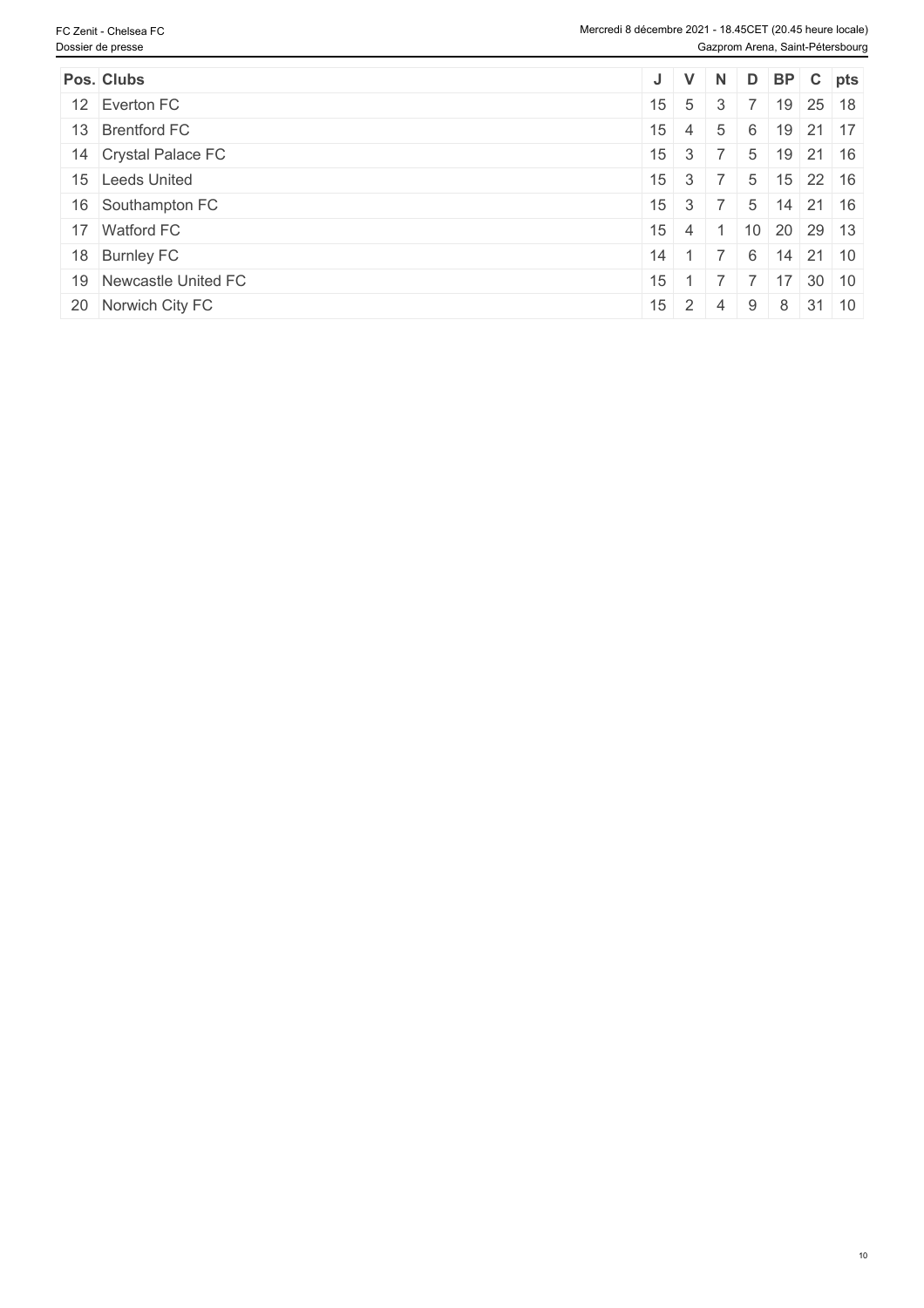| Pos. | Clubs | J | V | N | D | BP | C | pts |
|---|---|---|---|---|---|---|---|---|
| 12 | Everton FC | 15 | 5 | 3 | 7 | 19 | 25 | 18 |
| 13 | Brentford FC | 15 | 4 | 5 | 6 | 19 | 21 | 17 |
| 14 | Crystal Palace FC | 15 | 3 | 7 | 5 | 19 | 21 | 16 |
| 15 | Leeds United | 15 | 3 | 7 | 5 | 15 | 22 | 16 |
| 16 | Southampton FC | 15 | 3 | 7 | 5 | 14 | 21 | 16 |
| 17 | Watford FC | 15 | 4 | 1 | 10 | 20 | 29 | 13 |
| 18 | Burnley FC | 14 | 1 | 7 | 6 | 14 | 21 | 10 |
| 19 | Newcastle United FC | 15 | 1 | 7 | 7 | 17 | 30 | 10 |
| 20 | Norwich City FC | 15 | 2 | 4 | 9 | 8 | 31 | 10 |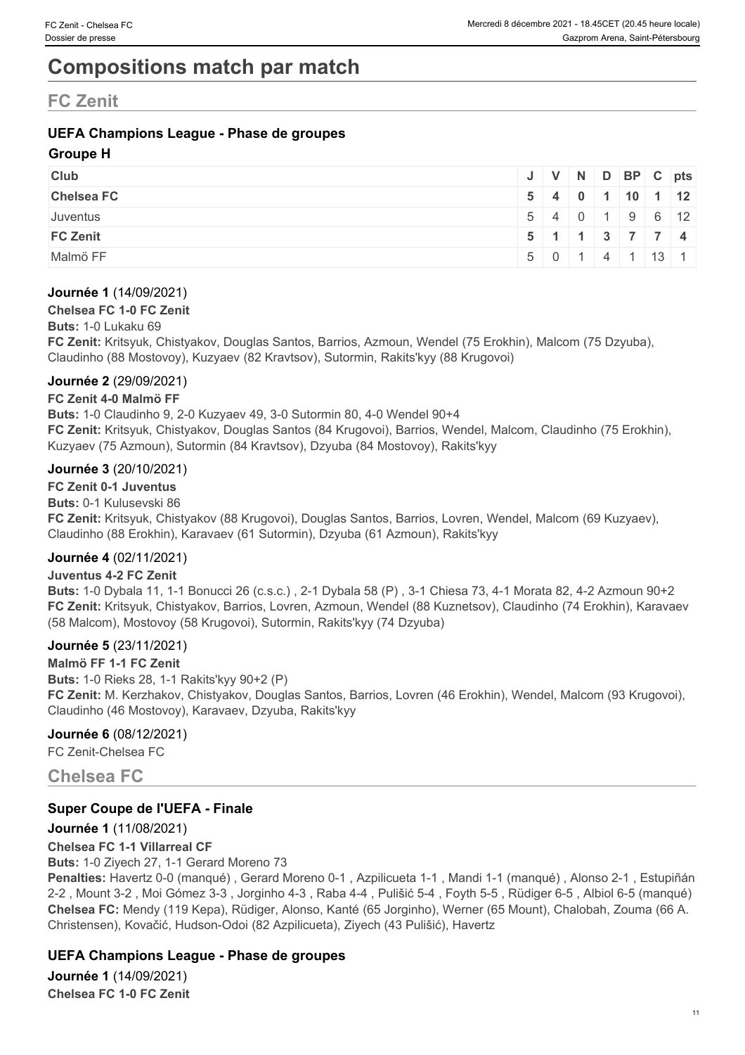# Compositions match par match

## FC Zenit

### UEFA Champions League - Phase de groupes

#### Groupe H

| Club | J | V | N | D | BP | C | pts |
|---|---|---|---|---|---|---|---|
| **Chelsea FC** | **5** | **4** | **0** | **1** | **10** | **1** | **12** |
| Juventus | 5 | 4 | 0 | 1 | 9 | 6 | 12 |
| **FC Zenit** | **5** | **1** | **1** | **3** | **7** | **7** | **4** |
| Malmö FF | 5 | 0 | 1 | 4 | 1 | 13 | 1 |

**Journée 1** (14/09/2021)

**Chelsea FC 1-0 FC Zenit**

**Buts:** 1-0 Lukaku 69

**FC Zenit:** Kritsyuk, Chistyakov, Douglas Santos, Barrios, Azmoun, Wendel (75 Erokhin), Malcom (75 Dzyuba), Claudinho (88 Mostovoy), Kuzyaev (82 Kravtsov), Sutormin, Rakits'kyy (88 Krugovoi)

**Journée 2** (29/09/2021)

**FC Zenit 4-0 Malmö FF**

**Buts:** 1-0 Claudinho 9, 2-0 Kuzyaev 49, 3-0 Sutormin 80, 4-0 Wendel 90+4

**FC Zenit:** Kritsyuk, Chistyakov, Douglas Santos (84 Krugovoi), Barrios, Wendel, Malcom, Claudinho (75 Erokhin), Kuzyaev (75 Azmoun), Sutormin (84 Kravtsov), Dzyuba (84 Mostovoy), Rakits'kyy

**Journée 3** (20/10/2021)

**FC Zenit 0-1 Juventus**

**Buts:** 0-1 Kulusevski 86

**FC Zenit:** Kritsyuk, Chistyakov (88 Krugovoi), Douglas Santos, Barrios, Lovren, Wendel, Malcom (69 Kuzyaev), Claudinho (88 Erokhin), Karavaev (61 Sutormin), Dzyuba (61 Azmoun), Rakits'kyy

**Journée 4** (02/11/2021)

**Juventus 4-2 FC Zenit**

**Buts:** 1-0 Dybala 11, 1-1 Bonucci 26 (c.s.c.) , 2-1 Dybala 58 (P) , 3-1 Chiesa 73, 4-1 Morata 82, 4-2 Azmoun 90+2

**FC Zenit:** Kritsyuk, Chistyakov, Barrios, Lovren, Azmoun, Wendel (88 Kuznetsov), Claudinho (74 Erokhin), Karavaev (58 Malcom), Mostovoy (58 Krugovoi), Sutormin, Rakits'kyy (74 Dzyuba)

**Journée 5** (23/11/2021)

**Malmö FF 1-1 FC Zenit**

**Buts:** 1-0 Rieks 28, 1-1 Rakits'kyy 90+2 (P)

**FC Zenit:** M. Kerzhakov, Chistyakov, Douglas Santos, Barrios, Lovren (46 Erokhin), Wendel, Malcom (93 Krugovoi), Claudinho (46 Mostovoy), Karavaev, Dzyuba, Rakits'kyy

**Journée 6** (08/12/2021)

FC Zenit-Chelsea FC

## Chelsea FC

### Super Coupe de l'UEFA - Finale

**Journée 1** (11/08/2021)

**Chelsea FC 1-1 Villarreal CF**

**Buts:** 1-0 Ziyech 27, 1-1 Gerard Moreno 73

**Penalties:** Havertz 0-0 (manqué) , Gerard Moreno 0-1 , Azpilicueta 1-1 , Mandi 1-1 (manqué) , Alonso 2-1 , Estupiñán 2-2 , Mount 3-2 , Moi Gómez 3-3 , Jorginho 4-3 , Raba 4-4 , Pulišić 5-4 , Foyth 5-5 , Rüdiger 6-5 , Albiol 6-5 (manqué)

**Chelsea FC:** Mendy (119 Kepa), Rüdiger, Alonso, Kanté (65 Jorginho), Werner (65 Mount), Chalobah, Zouma (66 A. Christensen), Kovačić, Hudson-Odoi (82 Azpilicueta), Ziyech (43 Pulišić), Havertz

### UEFA Champions League - Phase de groupes

**Journée 1** (14/09/2021)

**Chelsea FC 1-0 FC Zenit**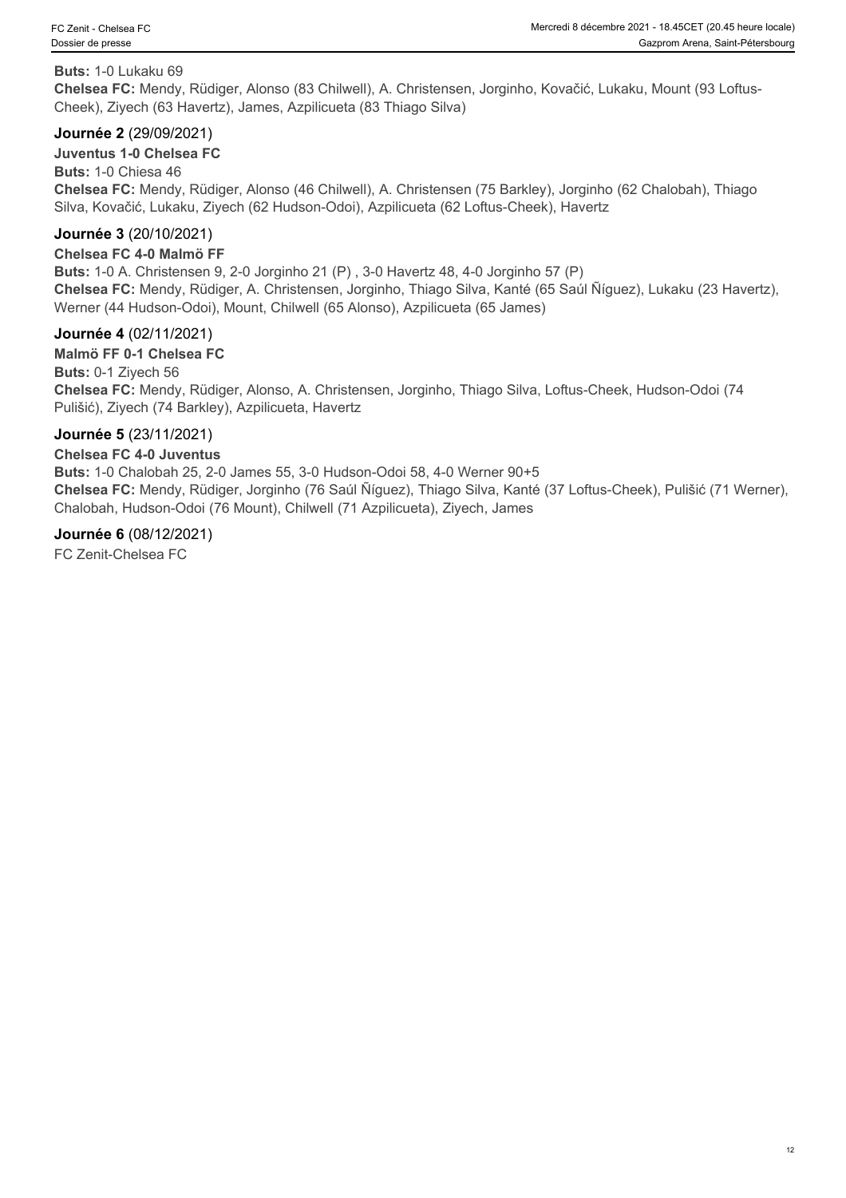**Buts:** 1-0 Lukaku 69
**Chelsea FC:** Mendy, Rüdiger, Alonso (83 Chilwell), A. Christensen, Jorginho, Kovačić, Lukaku, Mount (93 Loftus-Cheek), Ziyech (63 Havertz), James, Azpilicueta (83 Thiago Silva)

### Journée 2 (29/09/2021)

**Juventus 1-0 Chelsea FC**
**Buts:** 1-0 Chiesa 46
**Chelsea FC:** Mendy, Rüdiger, Alonso (46 Chilwell), A. Christensen (75 Barkley), Jorginho (62 Chalobah), Thiago Silva, Kovačić, Lukaku, Ziyech (62 Hudson-Odoi), Azpilicueta (62 Loftus-Cheek), Havertz

### Journée 3 (20/10/2021)

**Chelsea FC 4-0 Malmö FF**
**Buts:** 1-0 A. Christensen 9, 2-0 Jorginho 21 (P) , 3-0 Havertz 48, 4-0 Jorginho 57 (P)
**Chelsea FC:** Mendy, Rüdiger, A. Christensen, Jorginho, Thiago Silva, Kanté (65 Saúl Ñíguez), Lukaku (23 Havertz), Werner (44 Hudson-Odoi), Mount, Chilwell (65 Alonso), Azpilicueta (65 James)

### Journée 4 (02/11/2021)

**Malmö FF 0-1 Chelsea FC**
**Buts:** 0-1 Ziyech 56
**Chelsea FC:** Mendy, Rüdiger, Alonso, A. Christensen, Jorginho, Thiago Silva, Loftus-Cheek, Hudson-Odoi (74 Pulišić), Ziyech (74 Barkley), Azpilicueta, Havertz

### Journée 5 (23/11/2021)

**Chelsea FC 4-0 Juventus**
**Buts:** 1-0 Chalobah 25, 2-0 James 55, 3-0 Hudson-Odoi 58, 4-0 Werner 90+5
**Chelsea FC:** Mendy, Rüdiger, Jorginho (76 Saúl Ñíguez), Thiago Silva, Kanté (37 Loftus-Cheek), Pulišić (71 Werner), Chalobah, Hudson-Odoi (76 Mount), Chilwell (71 Azpilicueta), Ziyech, James

### Journée 6 (08/12/2021)

FC Zenit-Chelsea FC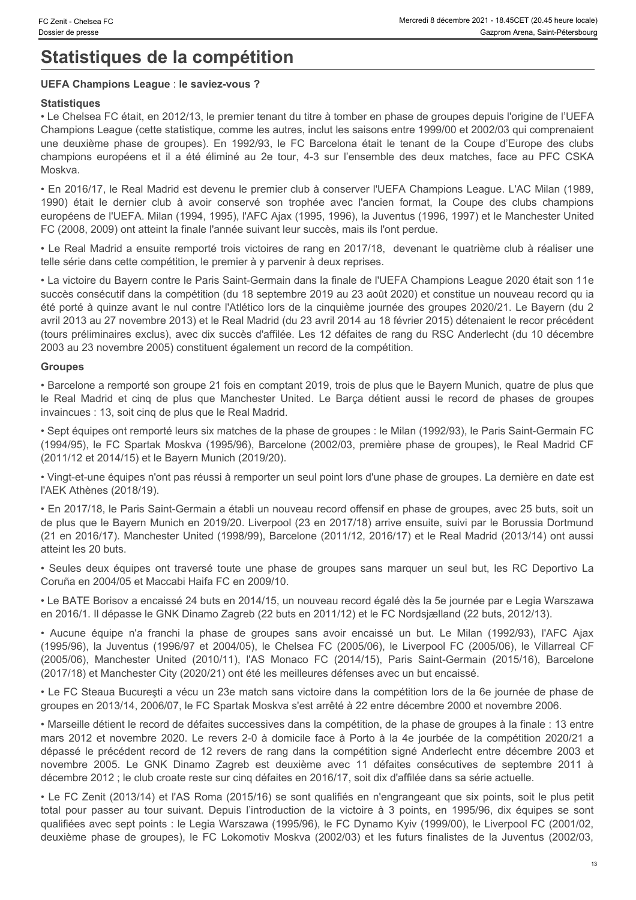# Statistiques de la compétition

**UEFA Champions League** : **le saviez-vous ?**

### Statistiques

• Le Chelsea FC était, en 2012/13, le premier tenant du titre à tomber en phase de groupes depuis l'origine de l'UEFA Champions League (cette statistique, comme les autres, inclut les saisons entre 1999/00 et 2002/03 qui comprenaient une deuxième phase de groupes). En 1992/93, le FC Barcelona était le tenant de la Coupe d'Europe des clubs champions européens et il a été éliminé au 2e tour, 4-3 sur l'ensemble des deux matches, face au PFC CSKA Moskva.

• En 2016/17, le Real Madrid est devenu le premier club à conserver l'UEFA Champions League. L'AC Milan (1989, 1990) était le dernier club à avoir conservé son trophée avec l'ancien format, la Coupe des clubs champions européens de l'UEFA. Milan (1994, 1995), l'AFC Ajax (1995, 1996), la Juventus (1996, 1997) et le Manchester United FC (2008, 2009) ont atteint la finale l'année suivant leur succès, mais ils l'ont perdue.

• Le Real Madrid a ensuite remporté trois victoires de rang en 2017/18, devenant le quatrième club à réaliser une telle série dans cette compétition, le premier à y parvenir à deux reprises.

• La victoire du Bayern contre le Paris Saint-Germain dans la finale de l'UEFA Champions League 2020 était son 11e succès consécutif dans la compétition (du 18 septembre 2019 au 23 août 2020) et constitue un nouveau record qu ia été porté à quinze avant le nul contre l'Atlético lors de la cinquième journée des groupes 2020/21. Le Bayern (du 2 avril 2013 au 27 novembre 2013) et le Real Madrid (du 23 avril 2014 au 18 février 2015) détenaient le recor précédent (tours préliminaires exclus), avec dix succès d'affilée. Les 12 défaites de rang du RSC Anderlecht (du 10 décembre 2003 au 23 novembre 2005) constituent également un record de la compétition.

### Groupes

• Barcelone a remporté son groupe 21 fois en comptant 2019, trois de plus que le Bayern Munich, quatre de plus que le Real Madrid et cinq de plus que Manchester United. Le Barça détient aussi le record de phases de groupes invaincues : 13, soit cinq de plus que le Real Madrid.

• Sept équipes ont remporté leurs six matches de la phase de groupes : le Milan (1992/93), le Paris Saint-Germain FC (1994/95), le FC Spartak Moskva (1995/96), Barcelone (2002/03, première phase de groupes), le Real Madrid CF (2011/12 et 2014/15) et le Bayern Munich (2019/20).

• Vingt-et-une équipes n'ont pas réussi à remporter un seul point lors d'une phase de groupes. La dernière en date est l'AEK Athènes (2018/19).

• En 2017/18, le Paris Saint-Germain a établi un nouveau record offensif en phase de groupes, avec 25 buts, soit un de plus que le Bayern Munich en 2019/20. Liverpool (23 en 2017/18) arrive ensuite, suivi par le Borussia Dortmund (21 en 2016/17). Manchester United (1998/99), Barcelone (2011/12, 2016/17) et le Real Madrid (2013/14) ont aussi atteint les 20 buts.

• Seules deux équipes ont traversé toute une phase de groupes sans marquer un seul but, les RC Deportivo La Coruña en 2004/05 et Maccabi Haifa FC en 2009/10.

• Le BATE Borisov a encaissé 24 buts en 2014/15, un nouveau record égalé dès la 5e journée par e Legia Warszawa en 2016/1. Il dépasse le GNK Dinamo Zagreb (22 buts en 2011/12) et le FC Nordsjælland (22 buts, 2012/13).

• Aucune équipe n'a franchi la phase de groupes sans avoir encaissé un but. Le Milan (1992/93), l'AFC Ajax (1995/96), la Juventus (1996/97 et 2004/05), le Chelsea FC (2005/06), le Liverpool FC (2005/06), le Villarreal CF (2005/06), Manchester United (2010/11), l'AS Monaco FC (2014/15), Paris Saint-Germain (2015/16), Barcelone (2017/18) et Manchester City (2020/21) ont été les meilleures défenses avec un but encaissé.

• Le FC Steaua Bucureşti a vécu un 23e match sans victoire dans la compétition lors de la 6e journée de phase de groupes en 2013/14, 2006/07, le FC Spartak Moskva s'est arrêté à 22 entre décembre 2000 et novembre 2006.

• Marseille détient le record de défaites successives dans la compétition, de la phase de groupes à la finale : 13 entre mars 2012 et novembre 2020. Le revers 2-0 à domicile face à Porto à la 4e jourbée de la compétition 2020/21 a dépassé le précédent record de 12 revers de rang dans la compétition signé Anderlecht entre décembre 2003 et novembre 2005. Le GNK Dinamo Zagreb est deuxième avec 11 défaites consécutives de septembre 2011 à décembre 2012 ; le club croate reste sur cinq défaites en 2016/17, soit dix d'affilée dans sa série actuelle.

• Le FC Zenit (2013/14) et l'AS Roma (2015/16) se sont qualifiés en n'engrangeant que six points, soit le plus petit total pour passer au tour suivant. Depuis l'introduction de la victoire à 3 points, en 1995/96, dix équipes se sont qualifiées avec sept points : le Legia Warszawa (1995/96), le FC Dynamo Kyiv (1999/00), le Liverpool FC (2001/02, deuxième phase de groupes), le FC Lokomotiv Moskva (2002/03) et les futurs finalistes de la Juventus (2002/03,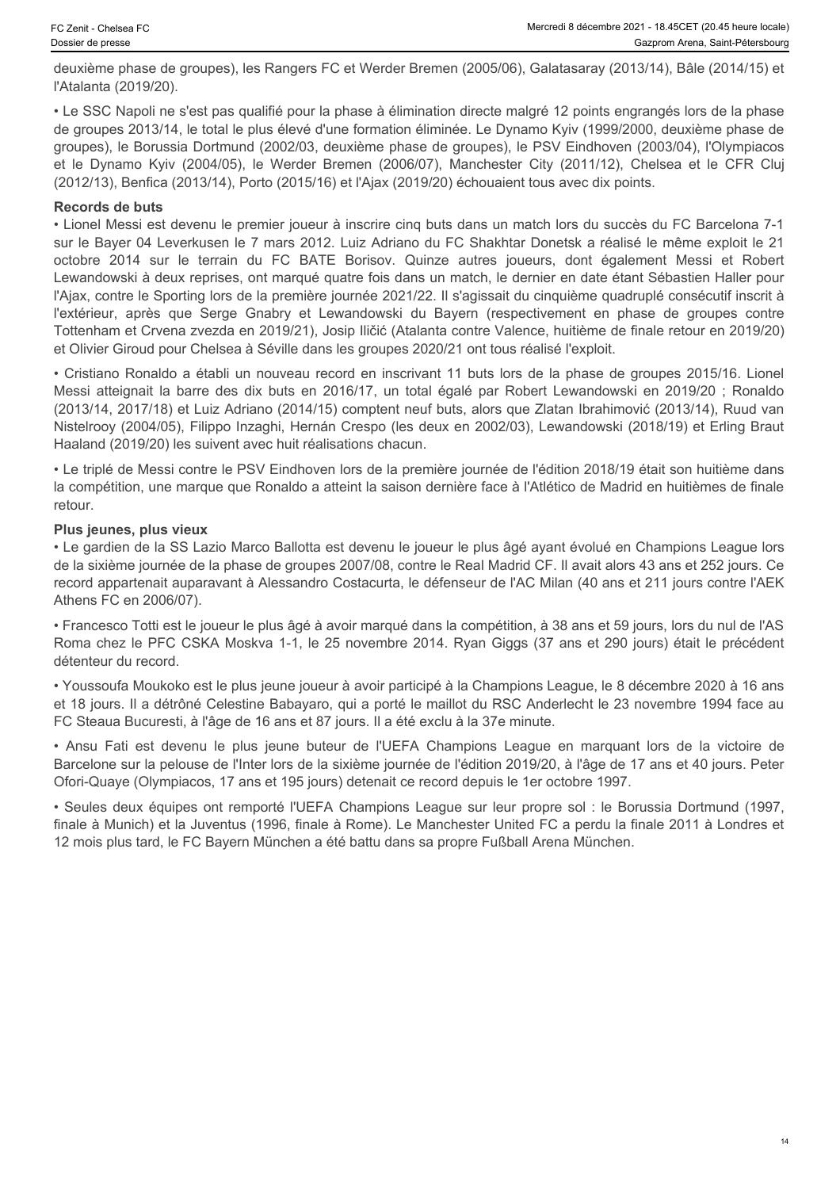deuxième phase de groupes), les Rangers FC et Werder Bremen (2005/06), Galatasaray (2013/14), Bâle (2014/15) et l'Atalanta (2019/20).

• Le SSC Napoli ne s'est pas qualifié pour la phase à élimination directe malgré 12 points engrangés lors de la phase de groupes 2013/14, le total le plus élevé d'une formation éliminée. Le Dynamo Kyiv (1999/2000, deuxième phase de groupes), le Borussia Dortmund (2002/03, deuxième phase de groupes), le PSV Eindhoven (2003/04), l'Olympiacos et le Dynamo Kyiv (2004/05), le Werder Bremen (2006/07), Manchester City (2011/12), Chelsea et le CFR Cluj (2012/13), Benfica (2013/14), Porto (2015/16) et l'Ajax (2019/20) échouaient tous avec dix points.

**Records de buts**

• Lionel Messi est devenu le premier joueur à inscrire cinq buts dans un match lors du succès du FC Barcelona 7-1 sur le Bayer 04 Leverkusen le 7 mars 2012. Luiz Adriano du FC Shakhtar Donetsk a réalisé le même exploit le 21 octobre 2014 sur le terrain du FC BATE Borisov. Quinze autres joueurs, dont également Messi et Robert Lewandowski à deux reprises, ont marqué quatre fois dans un match, le dernier en date étant Sébastien Haller pour l'Ajax, contre le Sporting lors de la première journée 2021/22. Il s'agissait du cinquième quadruplé consécutif inscrit à l'extérieur, après que Serge Gnabry et Lewandowski du Bayern (respectivement en phase de groupes contre Tottenham et Crvena zvezda en 2019/21), Josip Iličić (Atalanta contre Valence, huitième de finale retour en 2019/20) et Olivier Giroud pour Chelsea à Séville dans les groupes 2020/21 ont tous réalisé l'exploit.

• Cristiano Ronaldo a établi un nouveau record en inscrivant 11 buts lors de la phase de groupes 2015/16. Lionel Messi atteignait la barre des dix buts en 2016/17, un total égalé par Robert Lewandowski en 2019/20 ; Ronaldo (2013/14, 2017/18) et Luiz Adriano (2014/15) comptent neuf buts, alors que Zlatan Ibrahimović (2013/14), Ruud van Nistelrooy (2004/05), Filippo Inzaghi, Hernán Crespo (les deux en 2002/03), Lewandowski (2018/19) et Erling Braut Haaland (2019/20) les suivent avec huit réalisations chacun.

• Le triplé de Messi contre le PSV Eindhoven lors de la première journée de l'édition 2018/19 était son huitième dans la compétition, une marque que Ronaldo a atteint la saison dernière face à l'Atlético de Madrid en huitièmes de finale retour.

**Plus jeunes, plus vieux**

• Le gardien de la SS Lazio Marco Ballotta est devenu le joueur le plus âgé ayant évolué en Champions League lors de la sixième journée de la phase de groupes 2007/08, contre le Real Madrid CF. Il avait alors 43 ans et 252 jours. Ce record appartenait auparavant à Alessandro Costacurta, le défenseur de l'AC Milan (40 ans et 211 jours contre l'AEK Athens FC en 2006/07).

• Francesco Totti est le joueur le plus âgé à avoir marqué dans la compétition, à 38 ans et 59 jours, lors du nul de l'AS Roma chez le PFC CSKA Moskva 1-1, le 25 novembre 2014. Ryan Giggs (37 ans et 290 jours) était le précédent détenteur du record.

• Youssoufa Moukoko est le plus jeune joueur à avoir participé à la Champions League, le 8 décembre 2020 à 16 ans et 18 jours. Il a détrôné Celestine Babayaro, qui a porté le maillot du RSC Anderlecht le 23 novembre 1994 face au FC Steaua Bucuresti, à l'âge de 16 ans et 87 jours. Il a été exclu à la 37e minute.

• Ansu Fati est devenu le plus jeune buteur de l'UEFA Champions League en marquant lors de la victoire de Barcelone sur la pelouse de l'Inter lors de la sixième journée de l'édition 2019/20, à l'âge de 17 ans et 40 jours. Peter Ofori-Quaye (Olympiacos, 17 ans et 195 jours) detenait ce record depuis le 1er octobre 1997.

• Seules deux équipes ont remporté l'UEFA Champions League sur leur propre sol : le Borussia Dortmund (1997, finale à Munich) et la Juventus (1996, finale à Rome). Le Manchester United FC a perdu la finale 2011 à Londres et 12 mois plus tard, le FC Bayern München a été battu dans sa propre Fußball Arena München.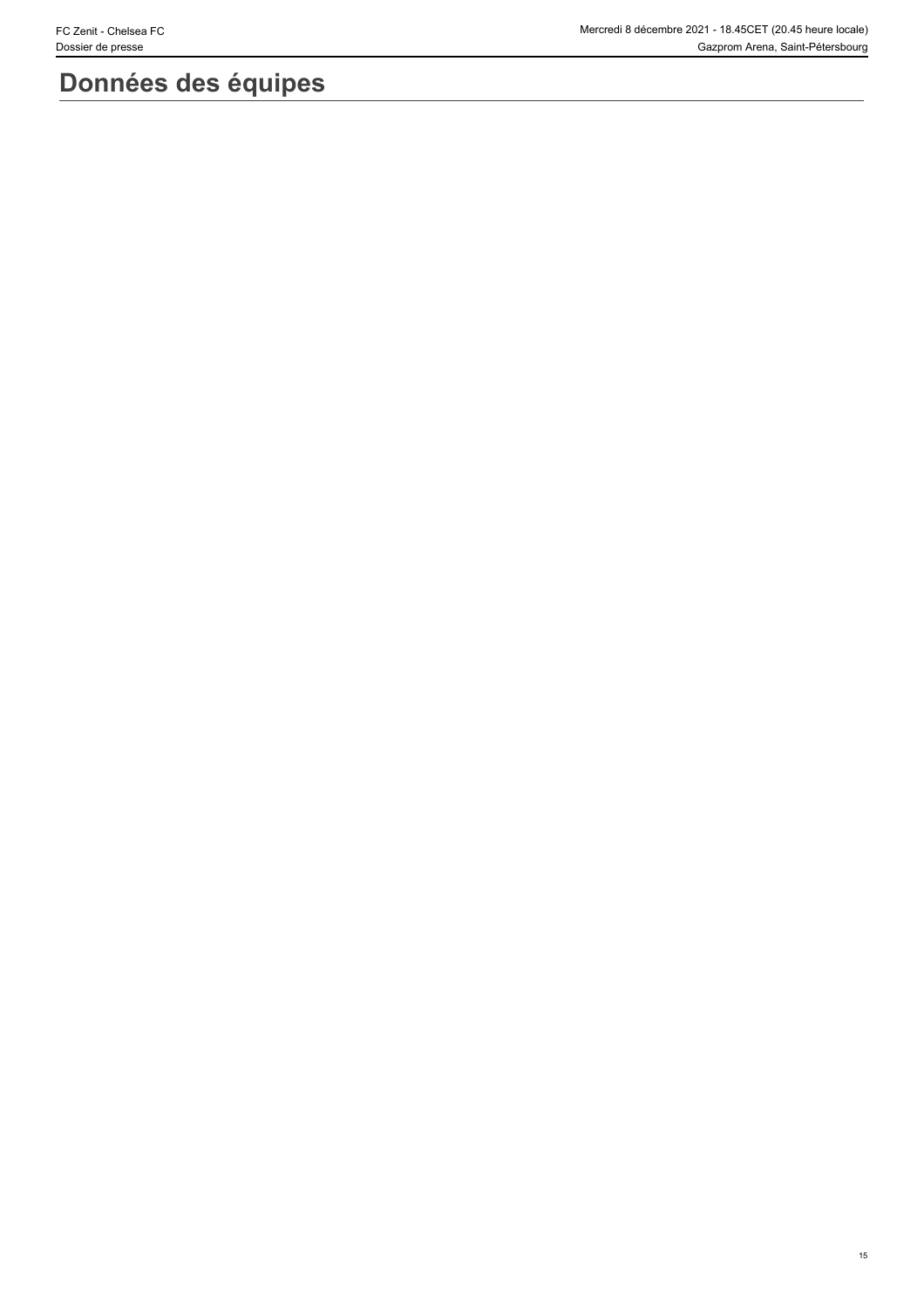# Données des équipes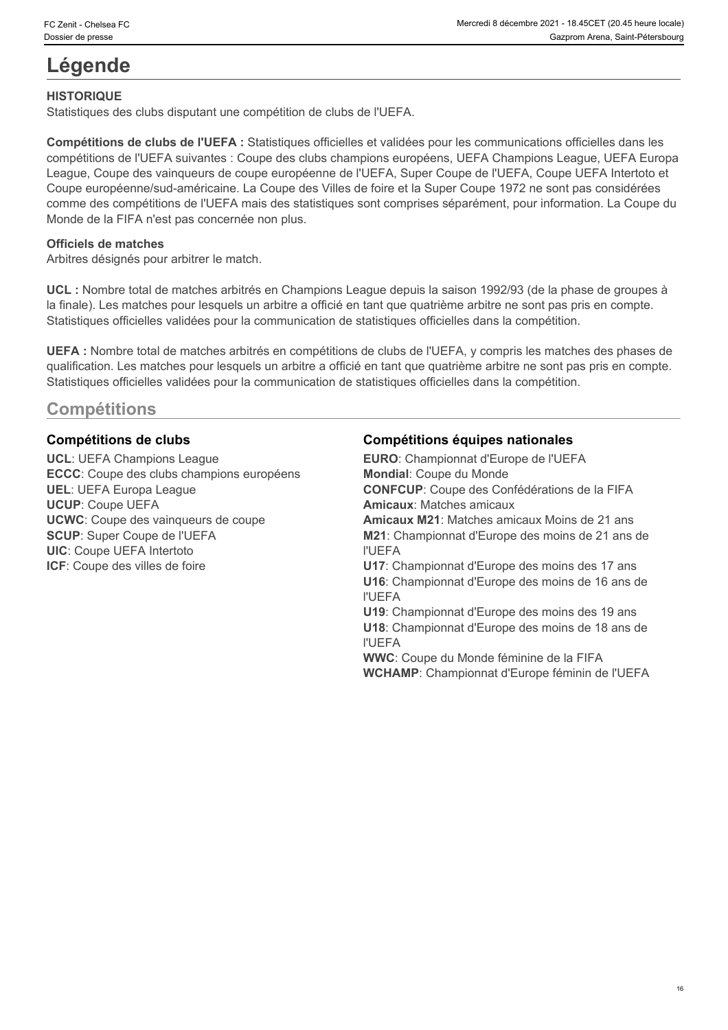# Légende

**HISTORIQUE**
Statistiques des clubs disputant une compétition de clubs de l'UEFA.

**Compétitions de clubs de l'UEFA :** Statistiques officielles et validées pour les communications officielles dans les compétitions de l'UEFA suivantes : Coupe des clubs champions européens, UEFA Champions League, UEFA Europa League, Coupe des vainqueurs de coupe européenne de l'UEFA, Super Coupe de l'UEFA, Coupe UEFA Intertoto et Coupe européenne/sud-américaine. La Coupe des Villes de foire et la Super Coupe 1972 ne sont pas considérées comme des compétitions de l'UEFA mais des statistiques sont comprises séparément, pour information. La Coupe du Monde de la FIFA n'est pas concernée non plus.

**Officiels de matches**
Arbitres désignés pour arbitrer le match.

**UCL :** Nombre total de matches arbitrés en Champions League depuis la saison 1992/93 (de la phase de groupes à la finale). Les matches pour lesquels un arbitre a officié en tant que quatrième arbitre ne sont pas pris en compte. Statistiques officielles validées pour la communication de statistiques officielles dans la compétition.

**UEFA :** Nombre total de matches arbitrés en compétitions de clubs de l'UEFA, y compris les matches des phases de qualification. Les matches pour lesquels un arbitre a officié en tant que quatrième arbitre ne sont pas pris en compte. Statistiques officielles validées pour la communication de statistiques officielles dans la compétition.

## Compétitions

### Compétitions de clubs

**UCL**: UEFA Champions League
**ECCC**: Coupe des clubs champions européens
**UEL**: UEFA Europa League
**UCUP**: Coupe UEFA
**UCWC**: Coupe des vainqueurs de coupe
**SCUP**: Super Coupe de l'UEFA
**UIC**: Coupe UEFA Intertoto
**ICF**: Coupe des villes de foire

### Compétitions équipes nationales

**EURO**: Championnat d'Europe de l'UEFA
**Mondial**: Coupe du Monde
**CONFCUP**: Coupe des Confédérations de la FIFA
**Amicaux**: Matches amicaux
**Amicaux M21**: Matches amicaux Moins de 21 ans
**M21**: Championnat d'Europe des moins de 21 ans de l'UEFA
**U17**: Championnat d'Europe des moins des 17 ans
**U16**: Championnat d'Europe des moins de 16 ans de l'UEFA
**U19**: Championnat d'Europe des moins des 19 ans
**U18**: Championnat d'Europe des moins de 18 ans de l'UEFA
**WWC**: Coupe du Monde féminine de la FIFA
**WCHAMP**: Championnat d'Europe féminin de l'UEFA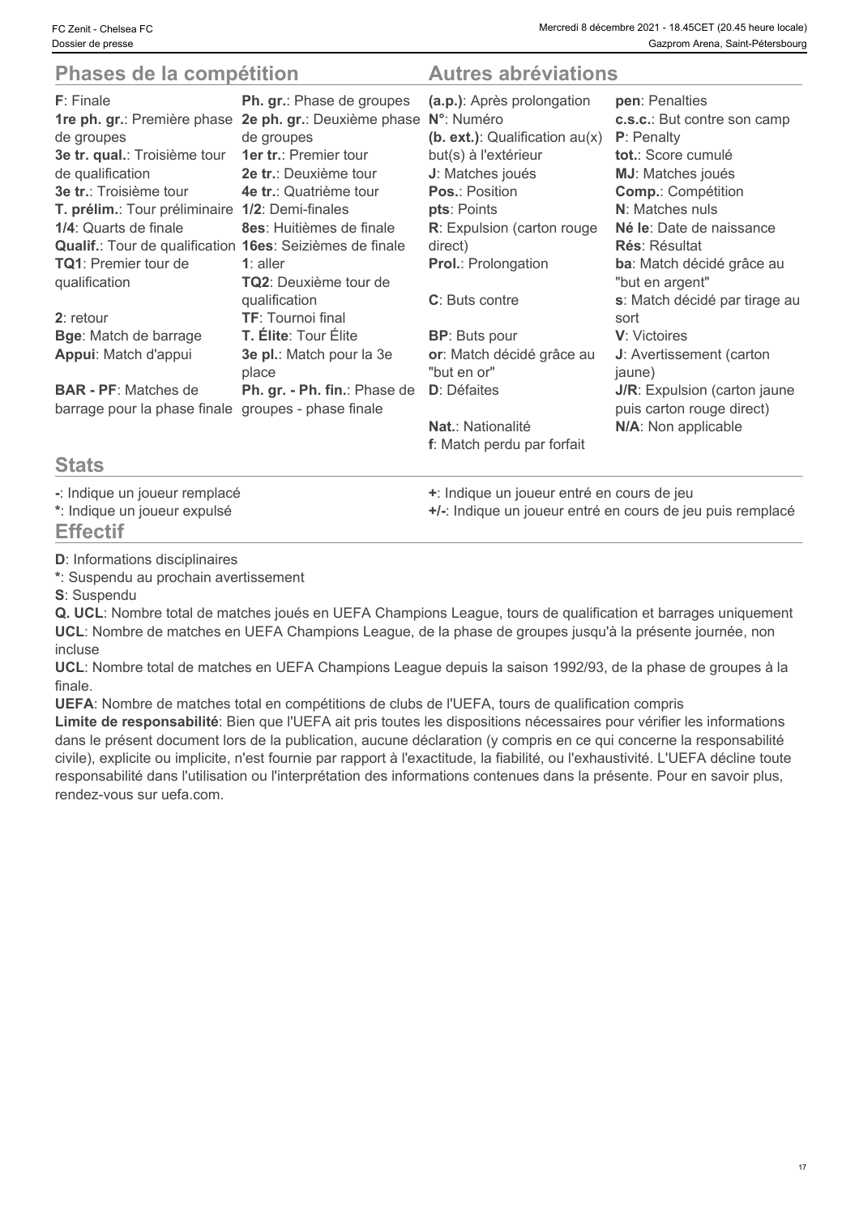## Phases de la compétition

**F**: Finale
**1re ph. gr.**: Première phase de groupes
**3e tr. qual.**: Troisième tour de qualification
**3e tr.**: Troisième tour
**T. prélim.**: Tour préliminaire
**1/4**: Quarts de finale
**Qualif.**: Tour de qualification
**TQ1**: Premier tour de qualification
**2**: retour
**Bge**: Match de barrage
**Appui**: Match d'appui
**BAR - PF**: Matches de barrage pour la phase finale
**Ph. gr.**: Phase de groupes
**2e ph. gr.**: Deuxième phase de groupes
**1er tr.**: Premier tour
**2e tr.**: Deuxième tour
**4e tr.**: Quatrième tour
**1/2**: Demi-finales
**8es**: Huitièmes de finale
**16es**: Seizièmes de finale
**1**: aller
**TQ2**: Deuxième tour de qualification
**TF**: Tournoi final
**T. Élite**: Tour Élite
**3e pl.**: Match pour la 3e place
**Ph. gr. - Ph. fin.**: Phase de groupes - phase finale

## Autres abréviations

**(a.p.)**: Après prolongation
**N°**: Numéro
**(b. ext.)**: Qualification au(x) but(s) à l'extérieur
**J**: Matches joués
**Pos.**: Position
**pts**: Points
**R**: Expulsion (carton rouge direct)
**Prol.**: Prolongation
**C**: Buts contre
**BP**: Buts pour
**or**: Match décidé grâce au "but en or"
**D**: Défaites
**Nat.**: Nationalité
**f**: Match perdu par forfait
**pen**: Penalties
**c.s.c.**: But contre son camp
**P**: Penalty
**tot.**: Score cumulé
**MJ**: Matches joués
**Comp.**: Compétition
**N**: Matches nuls
**Né le**: Date de naissance
**Rés**: Résultat
**ba**: Match décidé grâce au "but en argent"
**s**: Match décidé par tirage au sort
**V**: Victoires
**J**: Avertissement (carton jaune)
**J/R**: Expulsion (carton jaune puis carton rouge direct)
**N/A**: Non applicable

## Stats

**-**: Indique un joueur remplacé
**\***: Indique un joueur expulsé
**+**: Indique un joueur entré en cours de jeu
**+/-**: Indique un joueur entré en cours de jeu puis remplacé

## Effectif

**D**: Informations disciplinaires
**\***: Suspendu au prochain avertissement
**S**: Suspendu
**Q. UCL**: Nombre total de matches joués en UEFA Champions League, tours de qualification et barrages uniquement
**UCL**: Nombre de matches en UEFA Champions League, de la phase de groupes jusqu'à la présente journée, non incluse
**UCL**: Nombre total de matches en UEFA Champions League depuis la saison 1992/93, de la phase de groupes à la finale.
**UEFA**: Nombre de matches total en compétitions de clubs de l'UEFA, tours de qualification compris
**Limite de responsabilité**: Bien que l'UEFA ait pris toutes les dispositions nécessaires pour vérifier les informations dans le présent document lors de la publication, aucune déclaration (y compris en ce qui concerne la responsabilité civile), explicite ou implicite, n'est fournie par rapport à l'exactitude, la fiabilité, ou l'exhaustivité. L'UEFA décline toute responsabilité dans l'utilisation ou l'interprétation des informations contenues dans la présente. Pour en savoir plus, rendez-vous sur uefa.com.